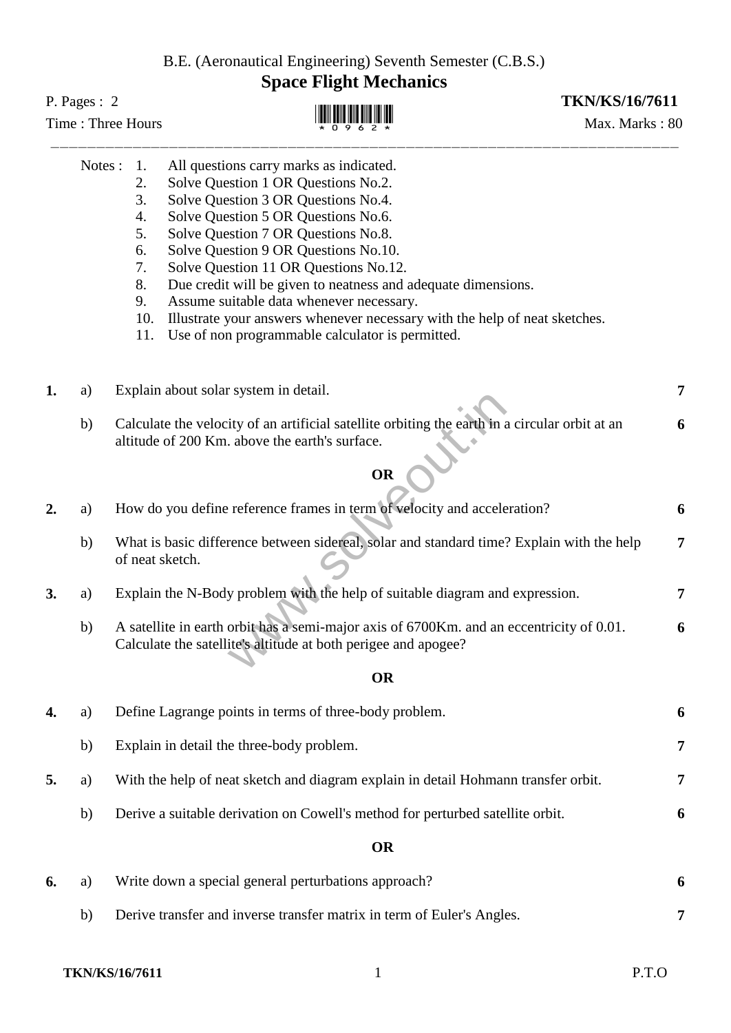B.E. (Aeronautical Engineering) Seventh Semester (C.B.S.)

# Space Flight Mechanics

P. Pages : 2 **TKN/KS/16/7611**

Time : Three Hours Max. Marks : 80

---

Notes :
1. All questions carry marks as indicated.
2. Solve Question 1 OR Questions No.2.
3. Solve Question 3 OR Questions No.4.
4. Solve Question 5 OR Questions No.6.
5. Solve Question 7 OR Questions No.8.
6. Solve Question 9 OR Questions No.10.
7. Solve Question 11 OR Questions No.12.
8. Due credit will be given to neatness and adequate dimensions.
9. Assume suitable data whenever necessary.
10. Illustrate your answers whenever necessary with the help of neat sketches.
11. Use of non programmable calculator is permitted.

**1.** a) Explain about solar system in detail. **7**

b) Calculate the velocity of an artificial satellite orbiting the earth in a circular orbit at an altitude of 200 Km. above the earth's surface. **6**

**OR**

**2.** a) How do you define reference frames in term of velocity and acceleration? **6**

b) What is basic difference between sidereal, solar and standard time? Explain with the help of neat sketch. **7**

**3.** a) Explain the N-Body problem with the help of suitable diagram and expression. **7**

b) A satellite in earth orbit has a semi-major axis of 6700Km. and an eccentricity of 0.01. Calculate the satellite's altitude at both perigee and apogee? **6**

**OR**

**4.** a) Define Lagrange points in terms of three-body problem. **6**

b) Explain in detail the three-body problem. **7**

**5.** a) With the help of neat sketch and diagram explain in detail Hohmann transfer orbit. **7**

b) Derive a suitable derivation on Cowell's method for perturbed satellite orbit. **6**

**OR**

**6.** a) Write down a special general perturbations approach? **6**

b) Derive transfer and inverse transfer matrix in term of Euler's Angles. **7**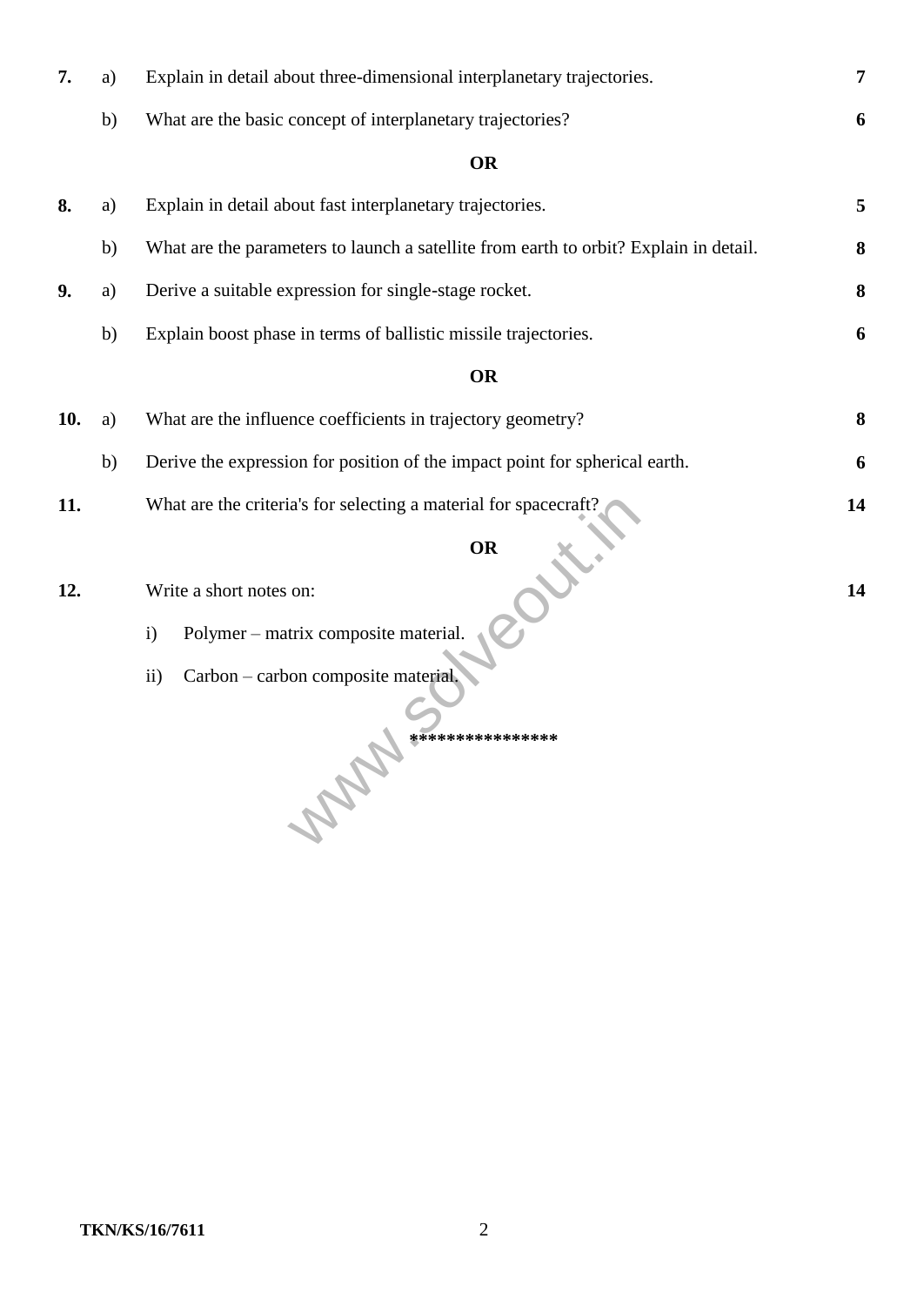| | | | |
|---|---|---|---|
| **7.** | a) | Explain in detail about three-dimensional interplanetary trajectories. | **7** |
| | b) | What are the basic concept of interplanetary trajectories? | **6** |

**OR**

| | | | |
|---|---|---|---|
| **8.** | a) | Explain in detail about fast interplanetary trajectories. | **5** |
| | b) | What are the parameters to launch a satellite from earth to orbit? Explain in detail. | **8** |
| **9.** | a) | Derive a suitable expression for single-stage rocket. | **8** |
| | b) | Explain boost phase in terms of ballistic missile trajectories. | **6** |

**OR**

| | | | |
|---|---|---|---|
| **10.** | a) | What are the influence coefficients in trajectory geometry? | **8** |
| | b) | Derive the expression for position of the impact point for spherical earth. | **6** |
| **11.** | | What are the criteria's for selecting a material for spacecraft? | **14** |

**OR**

**12.** Write a short notes on: **14**

i) Polymer – matrix composite material.

ii) Carbon – carbon composite material.

****************